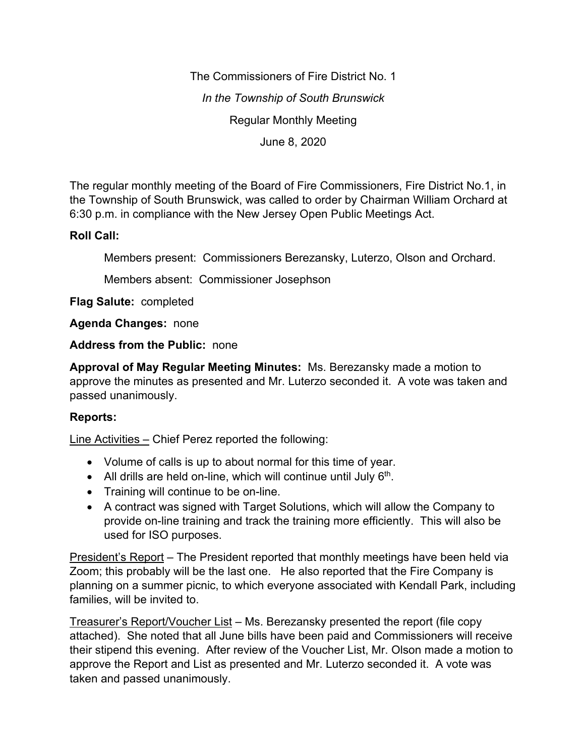The Commissioners of Fire District No. 1

*In the Township of South Brunswick*

Regular Monthly Meeting

June 8, 2020

The regular monthly meeting of the Board of Fire Commissioners, Fire District No.1, in the Township of South Brunswick, was called to order by Chairman William Orchard at 6:30 p.m. in compliance with the New Jersey Open Public Meetings Act.

**Roll Call:**

Members present: Commissioners Berezansky, Luterzo, Olson and Orchard.

Members absent: Commissioner Josephson

**Flag Salute:** completed

**Agenda Changes:** none

**Address from the Public:** none

**Approval of May Regular Meeting Minutes:** Ms. Berezansky made a motion to approve the minutes as presented and Mr. Luterzo seconded it. A vote was taken and passed unanimously.

**Reports:**

Line Activities – Chief Perez reported the following:

- Volume of calls is up to about normal for this time of year.
- All drills are held on-line, which will continue until July 6th.
- Training will continue to be on-line.
- A contract was signed with Target Solutions, which will allow the Company to provide on-line training and track the training more efficiently. This will also be used for ISO purposes.

President's Report – The President reported that monthly meetings have been held via Zoom; this probably will be the last one. He also reported that the Fire Company is planning on a summer picnic, to which everyone associated with Kendall Park, including families, will be invited to.

Treasurer's Report/Voucher List – Ms. Berezansky presented the report (file copy attached). She noted that all June bills have been paid and Commissioners will receive their stipend this evening. After review of the Voucher List, Mr. Olson made a motion to approve the Report and List as presented and Mr. Luterzo seconded it. A vote was taken and passed unanimously.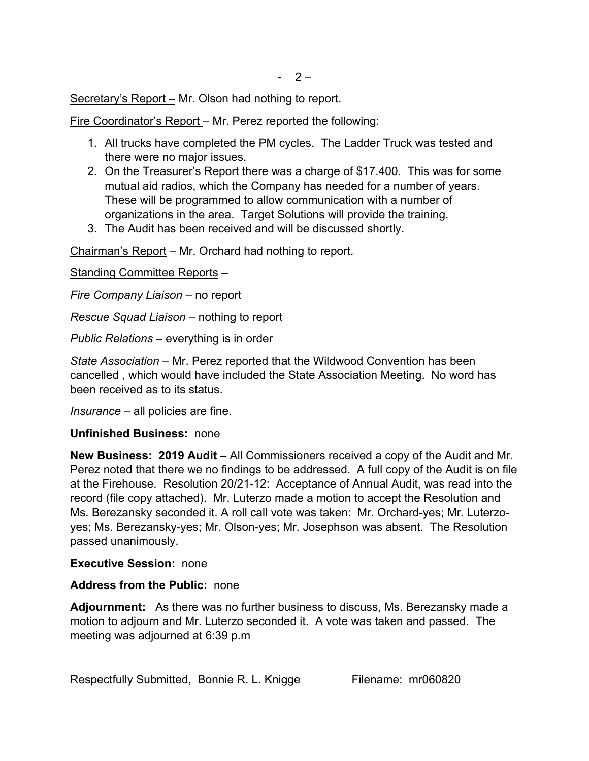Secretary's Report – Mr. Olson had nothing to report.

Fire Coordinator's Report – Mr. Perez reported the following:

1. All trucks have completed the PM cycles. The Ladder Truck was tested and there were no major issues.
2. On the Treasurer's Report there was a charge of $17.400. This was for some mutual aid radios, which the Company has needed for a number of years. These will be programmed to allow communication with a number of organizations in the area. Target Solutions will provide the training.
3. The Audit has been received and will be discussed shortly.

Chairman's Report – Mr. Orchard had nothing to report.

Standing Committee Reports –

*Fire Company Liaison* – no report

*Rescue Squad Liaison* – nothing to report

*Public Relations* – everything is in order

*State Association* – Mr. Perez reported that the Wildwood Convention has been cancelled , which would have included the State Association Meeting. No word has been received as to its status.

*Insurance* – all policies are fine.

**Unfinished Business:** none

**New Business: 2019 Audit –** All Commissioners received a copy of the Audit and Mr. Perez noted that there we no findings to be addressed. A full copy of the Audit is on file at the Firehouse. Resolution 20/21-12: Acceptance of Annual Audit, was read into the record (file copy attached). Mr. Luterzo made a motion to accept the Resolution and Ms. Berezansky seconded it. A roll call vote was taken: Mr. Orchard-yes; Mr. Luterzo-yes; Ms. Berezansky-yes; Mr. Olson-yes; Mr. Josephson was absent. The Resolution passed unanimously.

**Executive Session:** none

**Address from the Public:** none

**Adjournment:** As there was no further business to discuss, Ms. Berezansky made a motion to adjourn and Mr. Luterzo seconded it. A vote was taken and passed. The meeting was adjourned at 6:39 p.m

Respectfully Submitted, Bonnie R. L. Knigge Filename: mr060820